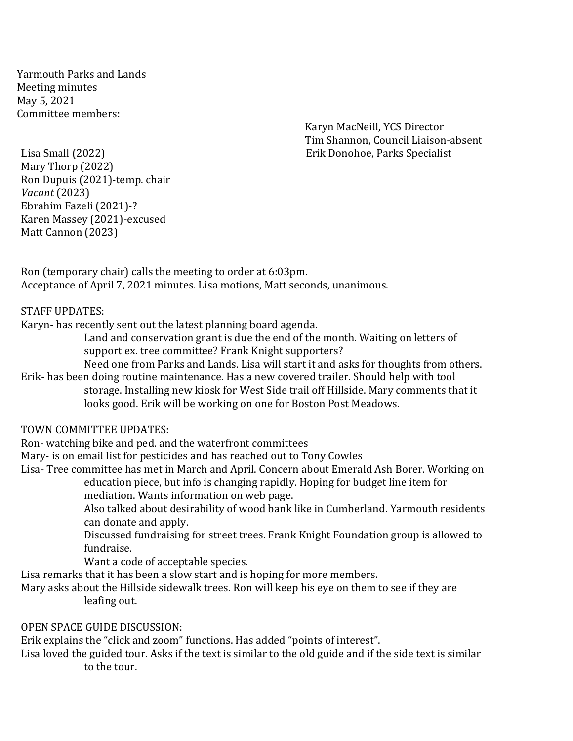Yarmouth Parks and Lands
Meeting minutes
May 5, 2021
Committee members:

Lisa Small (2022)
Mary Thorp (2022)
Ron Dupuis (2021)-temp. chair
*Vacant* (2023)
Ebrahim Fazeli (2021)-?
Karen Massey (2021)-excused
Matt Cannon (2023)

Karyn MacNeill, YCS Director
Tim Shannon, Council Liaison-absent
Erik Donohoe, Parks Specialist

Ron (temporary chair) calls the meeting to order at 6:03pm.
Acceptance of April 7, 2021 minutes. Lisa motions, Matt seconds, unanimous.

STAFF UPDATES:
Karyn- has recently sent out the latest planning board agenda.
Land and conservation grant is due the end of the month. Waiting on letters of support ex. tree committee? Frank Knight supporters?
Need one from Parks and Lands. Lisa will start it and asks for thoughts from others.
Erik- has been doing routine maintenance. Has a new covered trailer. Should help with tool storage. Installing new kiosk for West Side trail off Hillside. Mary comments that it looks good. Erik will be working on one for Boston Post Meadows.

TOWN COMMITTEE UPDATES:
Ron- watching bike and ped. and the waterfront committees
Mary- is on email list for pesticides and has reached out to Tony Cowles
Lisa- Tree committee has met in March and April. Concern about Emerald Ash Borer. Working on education piece, but info is changing rapidly. Hoping for budget line item for mediation. Wants information on web page.
Also talked about desirability of wood bank like in Cumberland. Yarmouth residents can donate and apply.
Discussed fundraising for street trees. Frank Knight Foundation group is allowed to fundraise.
Want a code of acceptable species.
Lisa remarks that it has been a slow start and is hoping for more members.
Mary asks about the Hillside sidewalk trees. Ron will keep his eye on them to see if they are leafing out.

OPEN SPACE GUIDE DISCUSSION:
Erik explains the "click and zoom" functions. Has added "points of interest".
Lisa loved the guided tour. Asks if the text is similar to the old guide and if the side text is similar to the tour.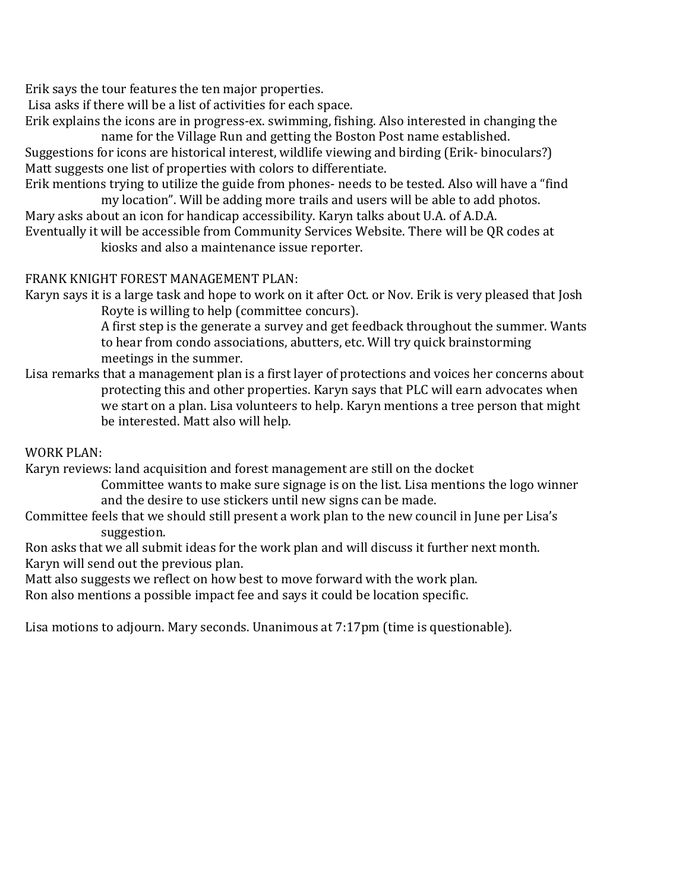Erik says the tour features the ten major properties.

Lisa asks if there will be a list of activities for each space.

Erik explains the icons are in progress-ex. swimming, fishing. Also interested in changing the name for the Village Run and getting the Boston Post name established.

Suggestions for icons are historical interest, wildlife viewing and birding (Erik- binoculars?)

Matt suggests one list of properties with colors to differentiate.

Erik mentions trying to utilize the guide from phones- needs to be tested. Also will have a "find my location". Will be adding more trails and users will be able to add photos.

Mary asks about an icon for handicap accessibility. Karyn talks about U.A. of A.D.A.

Eventually it will be accessible from Community Services Website. There will be QR codes at kiosks and also a maintenance issue reporter.

FRANK KNIGHT FOREST MANAGEMENT PLAN:

Karyn says it is a large task and hope to work on it after Oct. or Nov. Erik is very pleased that Josh Royte is willing to help (committee concurs).

A first step is the generate a survey and get feedback throughout the summer. Wants to hear from condo associations, abutters, etc. Will try quick brainstorming meetings in the summer.

Lisa remarks that a management plan is a first layer of protections and voices her concerns about protecting this and other properties. Karyn says that PLC will earn advocates when we start on a plan. Lisa volunteers to help. Karyn mentions a tree person that might be interested. Matt also will help.

WORK PLAN:

Karyn reviews: land acquisition and forest management are still on the docket

Committee wants to make sure signage is on the list. Lisa mentions the logo winner and the desire to use stickers until new signs can be made.

Committee feels that we should still present a work plan to the new council in June per Lisa's suggestion.

Ron asks that we all submit ideas for the work plan and will discuss it further next month.

Karyn will send out the previous plan.

Matt also suggests we reflect on how best to move forward with the work plan.

Ron also mentions a possible impact fee and says it could be location specific.

Lisa motions to adjourn. Mary seconds. Unanimous at 7:17pm (time is questionable).